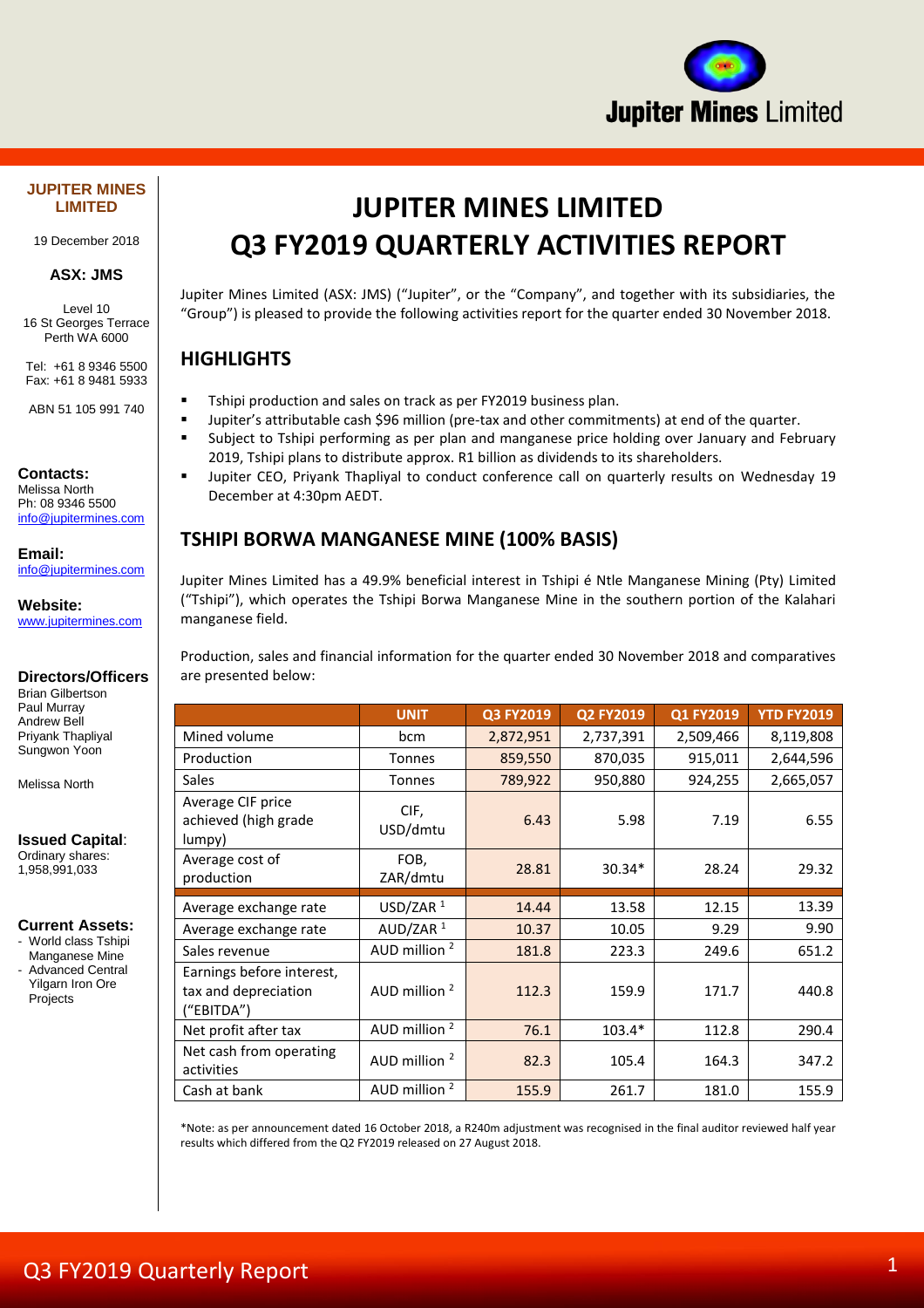**JUPITER MINES LIMITED**

19 December 2018

**ASX: JMS**

Level 10
16 St Georges Terrace
Perth WA 6000

Tel: +61 8 9346 5500
Fax: +61 8 9481 5933

ABN 51 105 991 740

**Contacts:**
Melissa North
Ph: 08 9346 5500
info@jupitermines.com

**Email:**
info@jupitermines.com

**Website:**
www.jupitermines.com

**Directors/Officers**
Brian Gilbertson
Paul Murray
Andrew Bell
Priyank Thapliyal
Sungwon Yoon

Melissa North

**Issued Capital:**
Ordinary shares:
1,958,991,033

**Current Assets:**
- World class Tshipi Manganese Mine
- Advanced Central Yilgarn Iron Ore Projects

# JUPITER MINES LIMITED
# Q3 FY2019 QUARTERLY ACTIVITIES REPORT

Jupiter Mines Limited (ASX: JMS) ("Jupiter", or the "Company", and together with its subsidiaries, the "Group") is pleased to provide the following activities report for the quarter ended 30 November 2018.

## HIGHLIGHTS

- Tshipi production and sales on track as per FY2019 business plan.
- Jupiter's attributable cash $96 million (pre-tax and other commitments) at end of the quarter.
- Subject to Tshipi performing as per plan and manganese price holding over January and February 2019, Tshipi plans to distribute approx. R1 billion as dividends to its shareholders.
- Jupiter CEO, Priyank Thapliyal to conduct conference call on quarterly results on Wednesday 19 December at 4:30pm AEDT.

## TSHIPI BORWA MANGANESE MINE (100% BASIS)

Jupiter Mines Limited has a 49.9% beneficial interest in Tshipi é Ntle Manganese Mining (Pty) Limited ("Tshipi"), which operates the Tshipi Borwa Manganese Mine in the southern portion of the Kalahari manganese field.

Production, sales and financial information for the quarter ended 30 November 2018 and comparatives are presented below:

| | UNIT | Q3 FY2019 | Q2 FY2019 | Q1 FY2019 | YTD FY2019 |
|---|---|---|---|---|---|
| Mined volume | bcm | 2,872,951 | 2,737,391 | 2,509,466 | 8,119,808 |
| Production | Tonnes | 859,550 | 870,035 | 915,011 | 2,644,596 |
| Sales | Tonnes | 789,922 | 950,880 | 924,255 | 2,665,057 |
| Average CIF price achieved (high grade lumpy) | CIF, USD/dmtu | 6.43 | 5.98 | 7.19 | 6.55 |
| Average cost of production | FOB, ZAR/dmtu | 28.81 | 30.34* | 28.24 | 29.32 |
| Average exchange rate | USD/ZAR [1] | 14.44 | 13.58 | 12.15 | 13.39 |
| Average exchange rate | AUD/ZAR [1] | 10.37 | 10.05 | 9.29 | 9.90 |
| Sales revenue | AUD million [2] | 181.8 | 223.3 | 249.6 | 651.2 |
| Earnings before interest, tax and depreciation ("EBITDA") | AUD million [2] | 112.3 | 159.9 | 171.7 | 440.8 |
| Net profit after tax | AUD million [2] | 76.1 | 103.4* | 112.8 | 290.4 |
| Net cash from operating activities | AUD million [2] | 82.3 | 105.4 | 164.3 | 347.2 |
| Cash at bank | AUD million [2] | 155.9 | 261.7 | 181.0 | 155.9 |

*Note: as per announcement dated 16 October 2018, a R240m adjustment was recognised in the final auditor reviewed half year results which differed from the Q2 FY2019 released on 27 August 2018.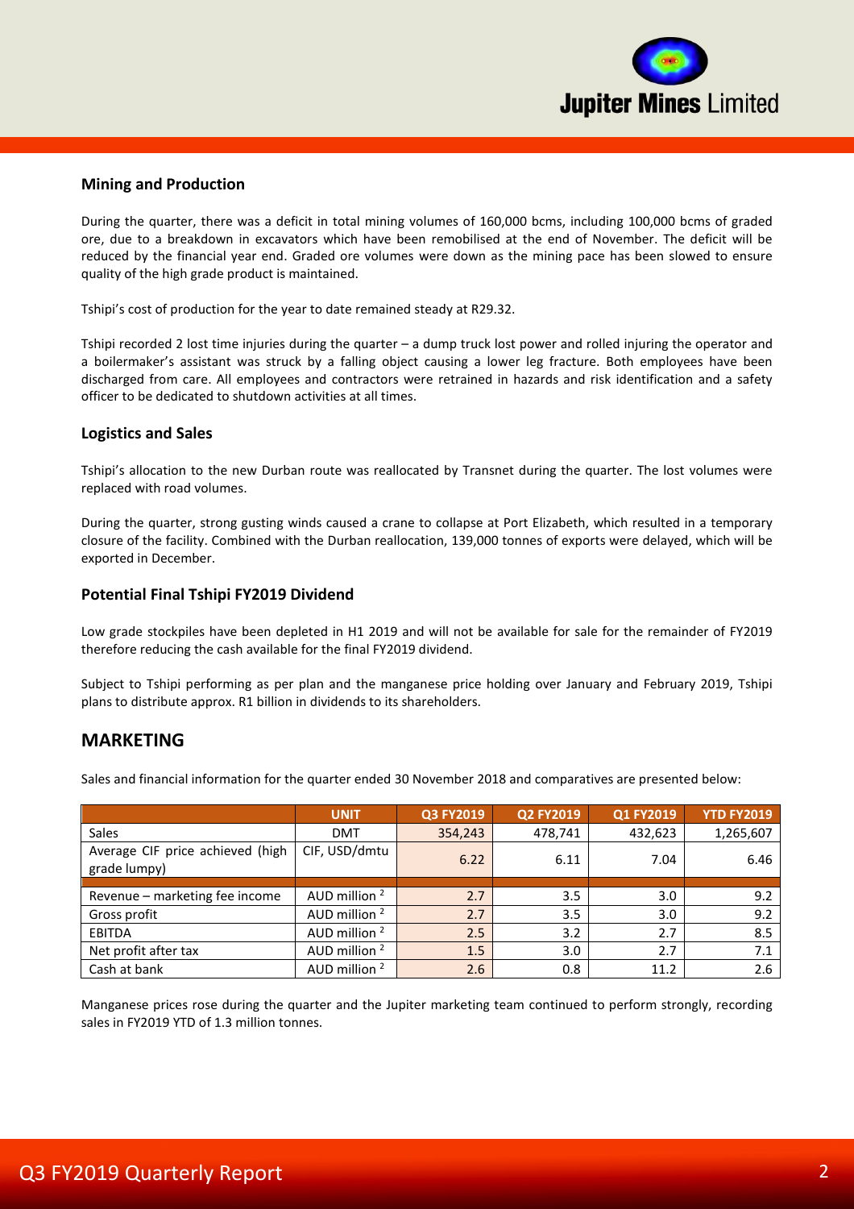### Mining and Production

During the quarter, there was a deficit in total mining volumes of 160,000 bcms, including 100,000 bcms of graded ore, due to a breakdown in excavators which have been remobilised at the end of November. The deficit will be reduced by the financial year end. Graded ore volumes were down as the mining pace has been slowed to ensure quality of the high grade product is maintained.

Tshipi's cost of production for the year to date remained steady at R29.32.

Tshipi recorded 2 lost time injuries during the quarter – a dump truck lost power and rolled injuring the operator and a boilermaker's assistant was struck by a falling object causing a lower leg fracture. Both employees have been discharged from care. All employees and contractors were retrained in hazards and risk identification and a safety officer to be dedicated to shutdown activities at all times.

### Logistics and Sales

Tshipi's allocation to the new Durban route was reallocated by Transnet during the quarter. The lost volumes were replaced with road volumes.

During the quarter, strong gusting winds caused a crane to collapse at Port Elizabeth, which resulted in a temporary closure of the facility. Combined with the Durban reallocation, 139,000 tonnes of exports were delayed, which will be exported in December.

### Potential Final Tshipi FY2019 Dividend

Low grade stockpiles have been depleted in H1 2019 and will not be available for sale for the remainder of FY2019 therefore reducing the cash available for the final FY2019 dividend.

Subject to Tshipi performing as per plan and the manganese price holding over January and February 2019, Tshipi plans to distribute approx. R1 billion in dividends to its shareholders.

## MARKETING

Sales and financial information for the quarter ended 30 November 2018 and comparatives are presented below:

| | UNIT | Q3 FY2019 | Q2 FY2019 | Q1 FY2019 | YTD FY2019 |
|---|---|---|---|---|---|
| Sales | DMT | 354,243 | 478,741 | 432,623 | 1,265,607 |
| Average CIF price achieved (high grade lumpy) | CIF, USD/dmtu | 6.22 | 6.11 | 7.04 | 6.46 |
| | | | | | |
| Revenue – marketing fee income | AUD million [2] | 2.7 | 3.5 | 3.0 | 9.2 |
| Gross profit | AUD million [2] | 2.7 | 3.5 | 3.0 | 9.2 |
| EBITDA | AUD million [2] | 2.5 | 3.2 | 2.7 | 8.5 |
| Net profit after tax | AUD million [2] | 1.5 | 3.0 | 2.7 | 7.1 |
| Cash at bank | AUD million [2] | 2.6 | 0.8 | 11.2 | 2.6 |

Manganese prices rose during the quarter and the Jupiter marketing team continued to perform strongly, recording sales in FY2019 YTD of 1.3 million tonnes.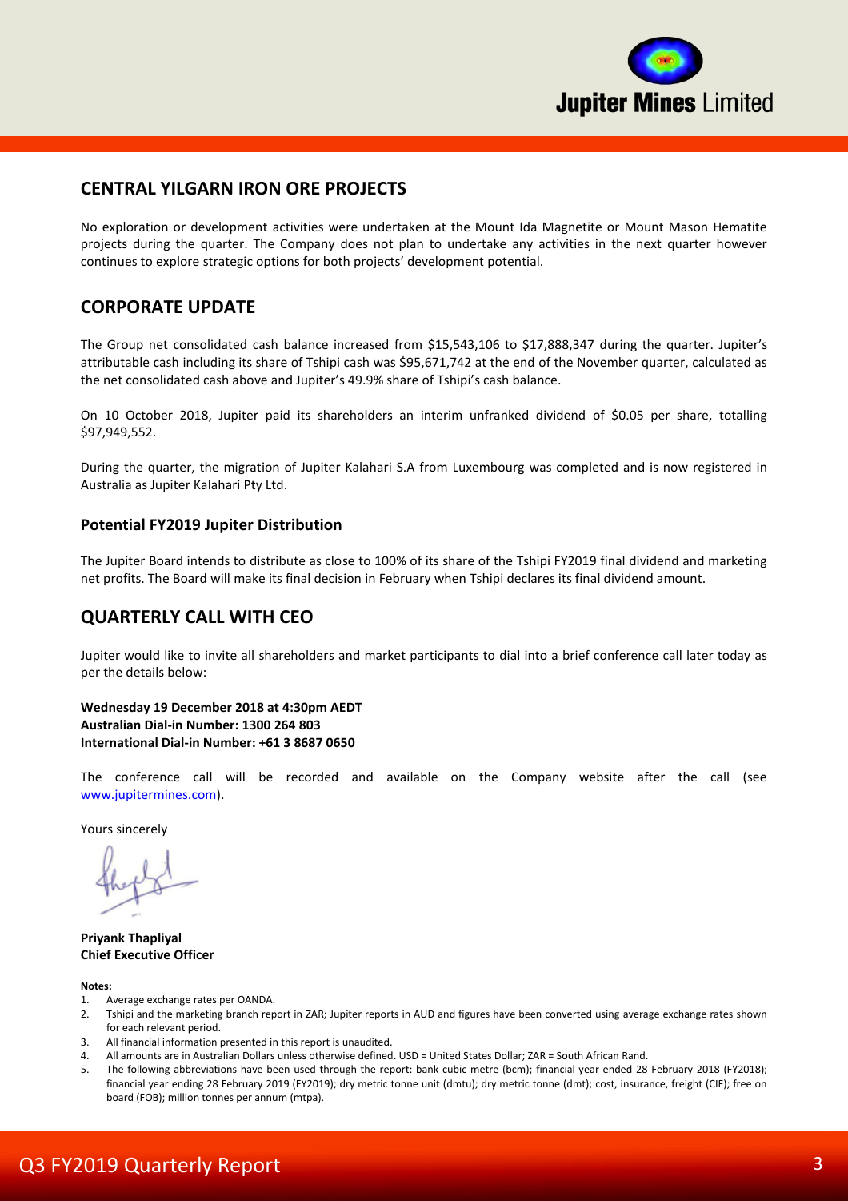## CENTRAL YILGARN IRON ORE PROJECTS

No exploration or development activities were undertaken at the Mount Ida Magnetite or Mount Mason Hematite projects during the quarter. The Company does not plan to undertake any activities in the next quarter however continues to explore strategic options for both projects' development potential.

## CORPORATE UPDATE

The Group net consolidated cash balance increased from $15,543,106 to $17,888,347 during the quarter. Jupiter's attributable cash including its share of Tshipi cash was $95,671,742 at the end of the November quarter, calculated as the net consolidated cash above and Jupiter's 49.9% share of Tshipi's cash balance.

On 10 October 2018, Jupiter paid its shareholders an interim unfranked dividend of $0.05 per share, totalling $97,949,552.

During the quarter, the migration of Jupiter Kalahari S.A from Luxembourg was completed and is now registered in Australia as Jupiter Kalahari Pty Ltd.

### Potential FY2019 Jupiter Distribution

The Jupiter Board intends to distribute as close to 100% of its share of the Tshipi FY2019 final dividend and marketing net profits. The Board will make its final decision in February when Tshipi declares its final dividend amount.

## QUARTERLY CALL WITH CEO

Jupiter would like to invite all shareholders and market participants to dial into a brief conference call later today as per the details below:

**Wednesday 19 December 2018 at 4:30pm AEDT**
**Australian Dial-in Number: 1300 264 803**
**International Dial-in Number: +61 3 8687 0650**

The conference call will be recorded and available on the Company website after the call (see www.jupitermines.com).

Yours sincerely

**Priyank Thapliyal**
**Chief Executive Officer**

**Notes:**

1. Average exchange rates per OANDA.
2. Tshipi and the marketing branch report in ZAR; Jupiter reports in AUD and figures have been converted using average exchange rates shown for each relevant period.
3. All financial information presented in this report is unaudited.
4. All amounts are in Australian Dollars unless otherwise defined. USD = United States Dollar; ZAR = South African Rand.
5. The following abbreviations have been used through the report: bank cubic metre (bcm); financial year ended 28 February 2018 (FY2018); financial year ending 28 February 2019 (FY2019); dry metric tonne unit (dmtu); dry metric tonne (dmt); cost, insurance, freight (CIF); free on board (FOB); million tonnes per annum (mtpa).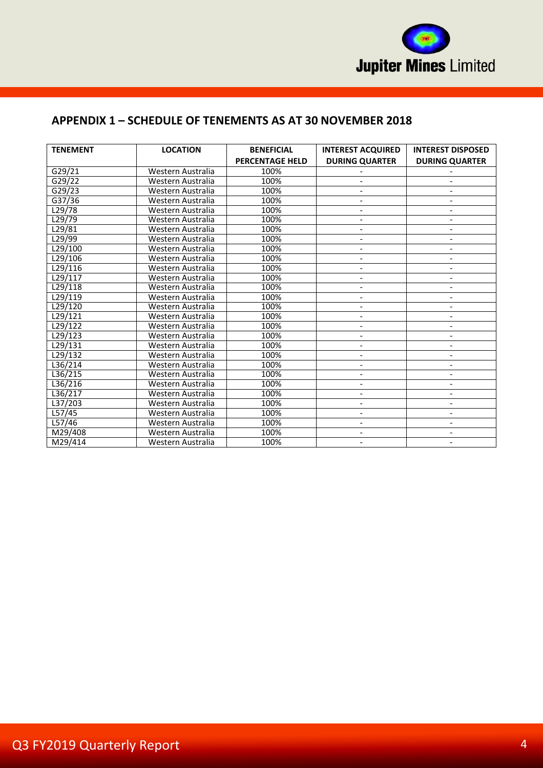## APPENDIX 1 – SCHEDULE OF TENEMENTS AS AT 30 NOVEMBER 2018

| TENEMENT | LOCATION | BENEFICIAL PERCENTAGE HELD | INTEREST ACQUIRED DURING QUARTER | INTEREST DISPOSED DURING QUARTER |
|---|---|---|---|---|
| G29/21 | Western Australia | 100% | - | - |
| G29/22 | Western Australia | 100% | - | - |
| G29/23 | Western Australia | 100% | - | - |
| G37/36 | Western Australia | 100% | - | - |
| L29/78 | Western Australia | 100% | - | - |
| L29/79 | Western Australia | 100% | - | - |
| L29/81 | Western Australia | 100% | - | - |
| L29/99 | Western Australia | 100% | - | - |
| L29/100 | Western Australia | 100% | - | - |
| L29/106 | Western Australia | 100% | - | - |
| L29/116 | Western Australia | 100% | - | - |
| L29/117 | Western Australia | 100% | - | - |
| L29/118 | Western Australia | 100% | - | - |
| L29/119 | Western Australia | 100% | - | - |
| L29/120 | Western Australia | 100% | - | - |
| L29/121 | Western Australia | 100% | - | - |
| L29/122 | Western Australia | 100% | - | - |
| L29/123 | Western Australia | 100% | - | - |
| L29/131 | Western Australia | 100% | - | - |
| L29/132 | Western Australia | 100% | - | - |
| L36/214 | Western Australia | 100% | - | - |
| L36/215 | Western Australia | 100% | - | - |
| L36/216 | Western Australia | 100% | - | - |
| L36/217 | Western Australia | 100% | - | - |
| L37/203 | Western Australia | 100% | - | - |
| L57/45 | Western Australia | 100% | - | - |
| L57/46 | Western Australia | 100% | - | - |
| M29/408 | Western Australia | 100% | - | - |
| M29/414 | Western Australia | 100% | - | - |